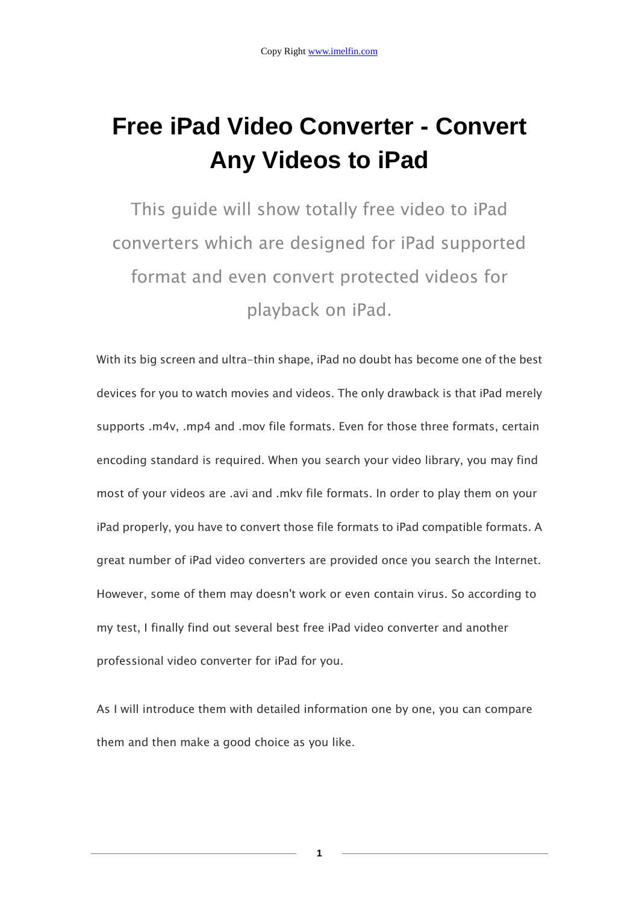# Free iPad Video Converter - Convert Any Videos to iPad

This guide will show totally free video to iPad converters which are designed for iPad supported format and even convert protected videos for playback on iPad.

With its big screen and ultra-thin shape, iPad no doubt has become one of the best devices for you to watch movies and videos. The only drawback is that iPad merely supports .m4v, .mp4 and .mov file formats. Even for those three formats, certain encoding standard is required. When you search your video library, you may find most of your videos are .avi and .mkv file formats. In order to play them on your iPad properly, you have to convert those file formats to iPad compatible formats. A great number of iPad video converters are provided once you search the Internet. However, some of them may doesn't work or even contain virus. So according to my test, I finally find out several best free iPad video converter and another professional video converter for iPad for you.

As I will introduce them with detailed information one by one, you can compare them and then make a good choice as you like.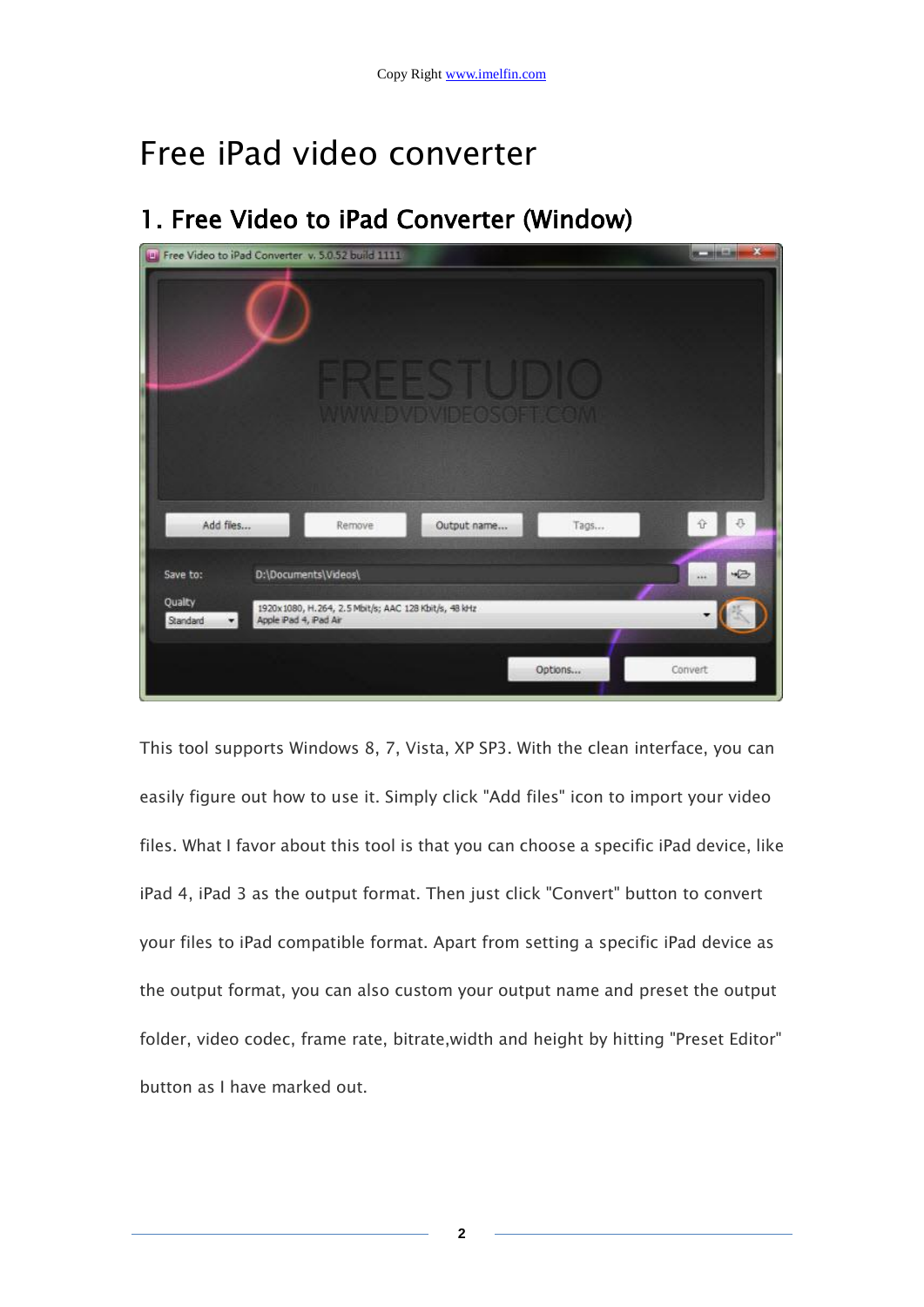# Free iPad video converter

## 1. Free Video to iPad Converter (Window)

This tool supports Windows 8, 7, Vista, XP SP3. With the clean interface, you can easily figure out how to use it. Simply click "Add files" icon to import your video files. What I favor about this tool is that you can choose a specific iPad device, like iPad 4, iPad 3 as the output format. Then just click "Convert" button to convert your files to iPad compatible format. Apart from setting a specific iPad device as the output format, you can also custom your output name and preset the output folder, video codec, frame rate, bitrate,width and height by hitting "Preset Editor" button as I have marked out.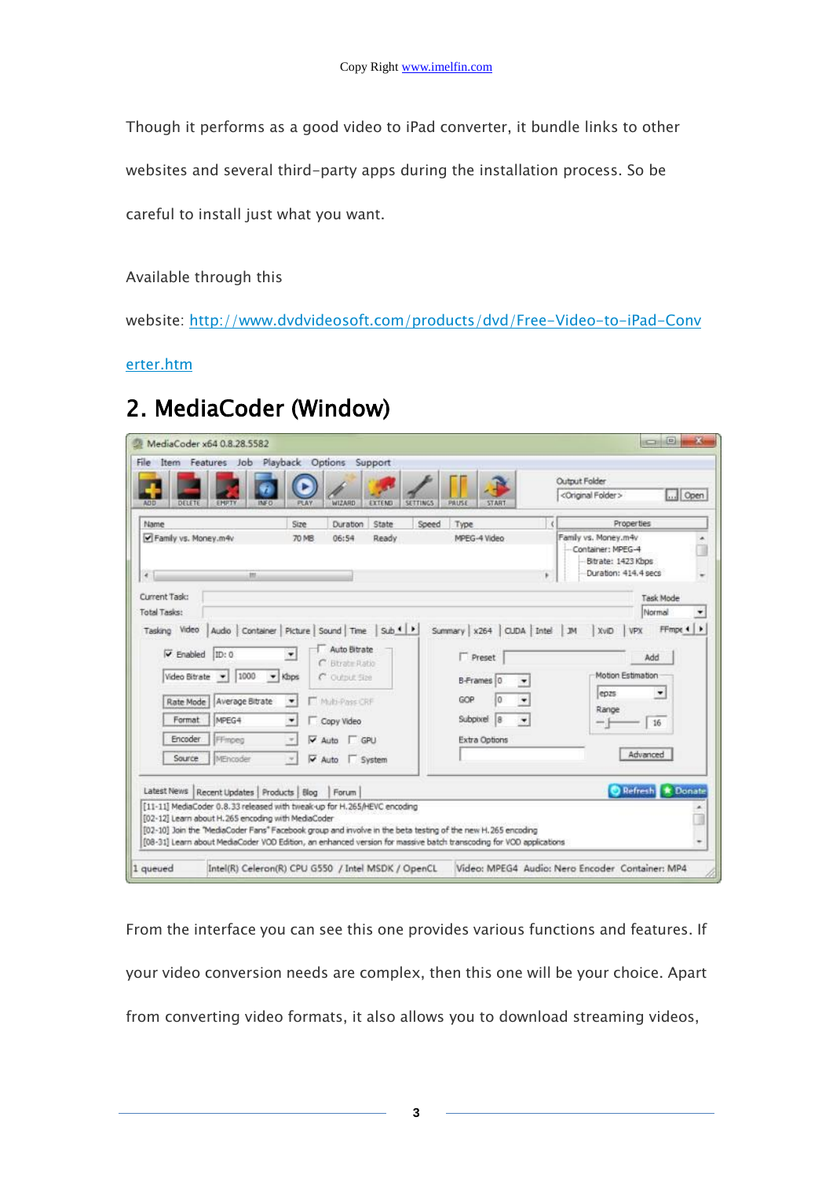Though it performs as a good video to iPad converter, it bundle links to other websites and several third-party apps during the installation process. So be careful to install just what you want.

Available through this website: [http://www.dvdvideosoft.com/products/dvd/Free-Video-to-iPad-Converter.htm](http://www.dvdvideosoft.com/products/dvd/Free-Video-to-iPad-Converter.htm)

## 2. MediaCoder (Window)

From the interface you can see this one provides various functions and features. If your video conversion needs are complex, then this one will be your choice. Apart from converting video formats, it also allows you to download streaming videos,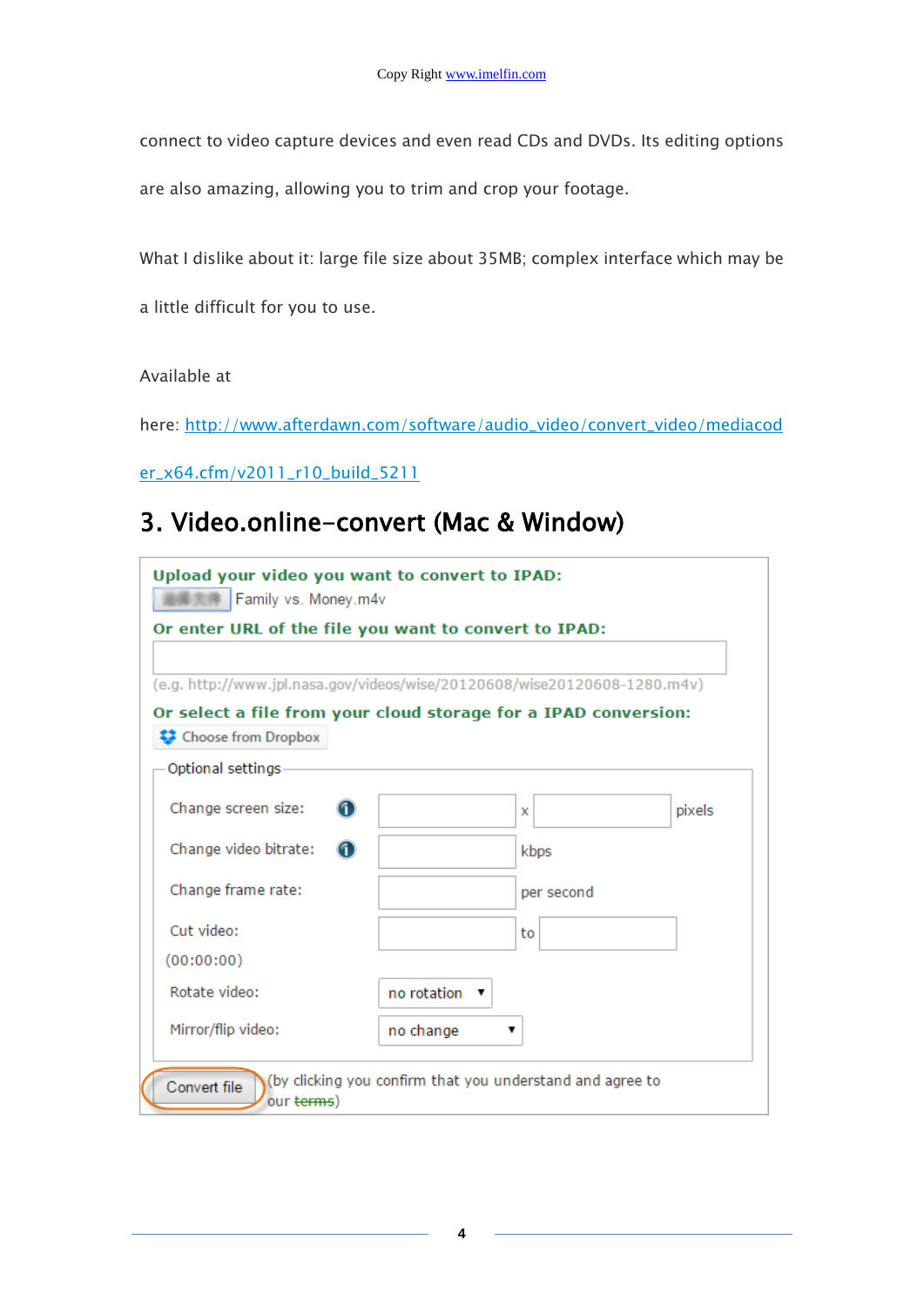connect to video capture devices and even read CDs and DVDs. Its editing options are also amazing, allowing you to trim and crop your footage.

What I dislike about it: large file size about 35MB; complex interface which may be a little difficult for you to use.

Available at here: http://www.afterdawn.com/software/audio_video/convert_video/mediacoder_x64.cfm/v2011_r10_build_5211

## 3. Video.online-convert (Mac & Window)

**Upload your video you want to convert to IPAD:**

Family vs. Money.m4v

**Or enter URL of the file you want to convert to IPAD:**

(e.g. http://www.jpl.nasa.gov/videos/wise/20120608/wise20120608-1280.m4v)

**Or select a file from your cloud storage for a IPAD conversion:**

Choose from Dropbox

Optional settings

| | | | |
|---|---|---|---|
| Change screen size: | | x | pixels |
| Change video bitrate: | | kbps | |
| Change frame rate: | | per second | |
| Cut video: (00:00:00) | | to | |
| Rotate video: | no rotation | | |
| Mirror/flip video: | no change | | |

Convert file (by clicking you confirm that you understand and agree to our terms)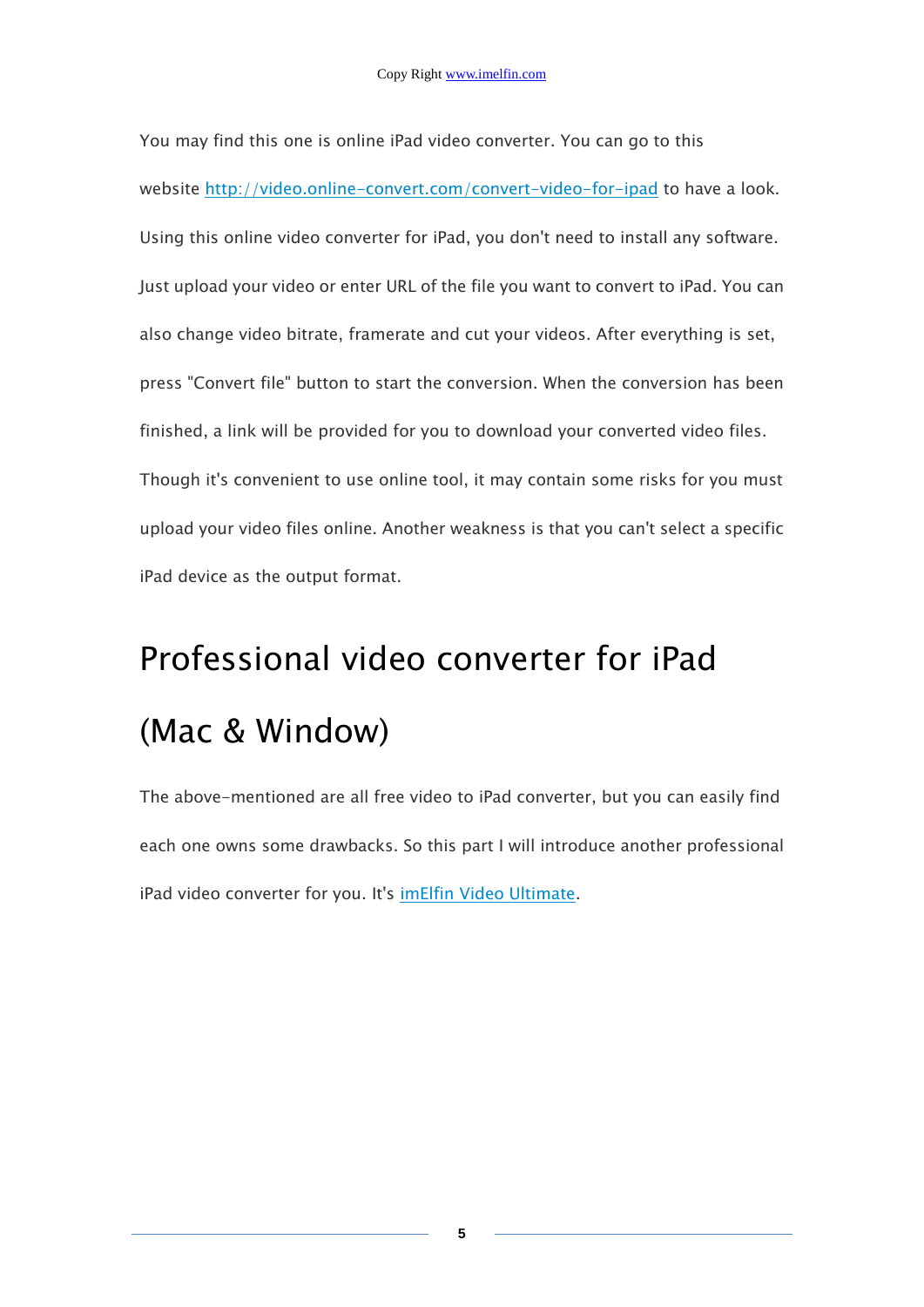You may find this one is online iPad video converter. You can go to this website [http://video.online-convert.com/convert-video-for-ipad](http://video.online-convert.com/convert-video-for-ipad) to have a look. Using this online video converter for iPad, you don't need to install any software. Just upload your video or enter URL of the file you want to convert to iPad. You can also change video bitrate, framerate and cut your videos. After everything is set, press "Convert file" button to start the conversion. When the conversion has been finished, a link will be provided for you to download your converted video files. Though it's convenient to use online tool, it may contain some risks for you must upload your video files online. Another weakness is that you can't select a specific iPad device as the output format.

# Professional video converter for iPad (Mac & Window)

The above-mentioned are all free video to iPad converter, but you can easily find each one owns some drawbacks. So this part I will introduce another professional iPad video converter for you. It's imElfin Video Ultimate.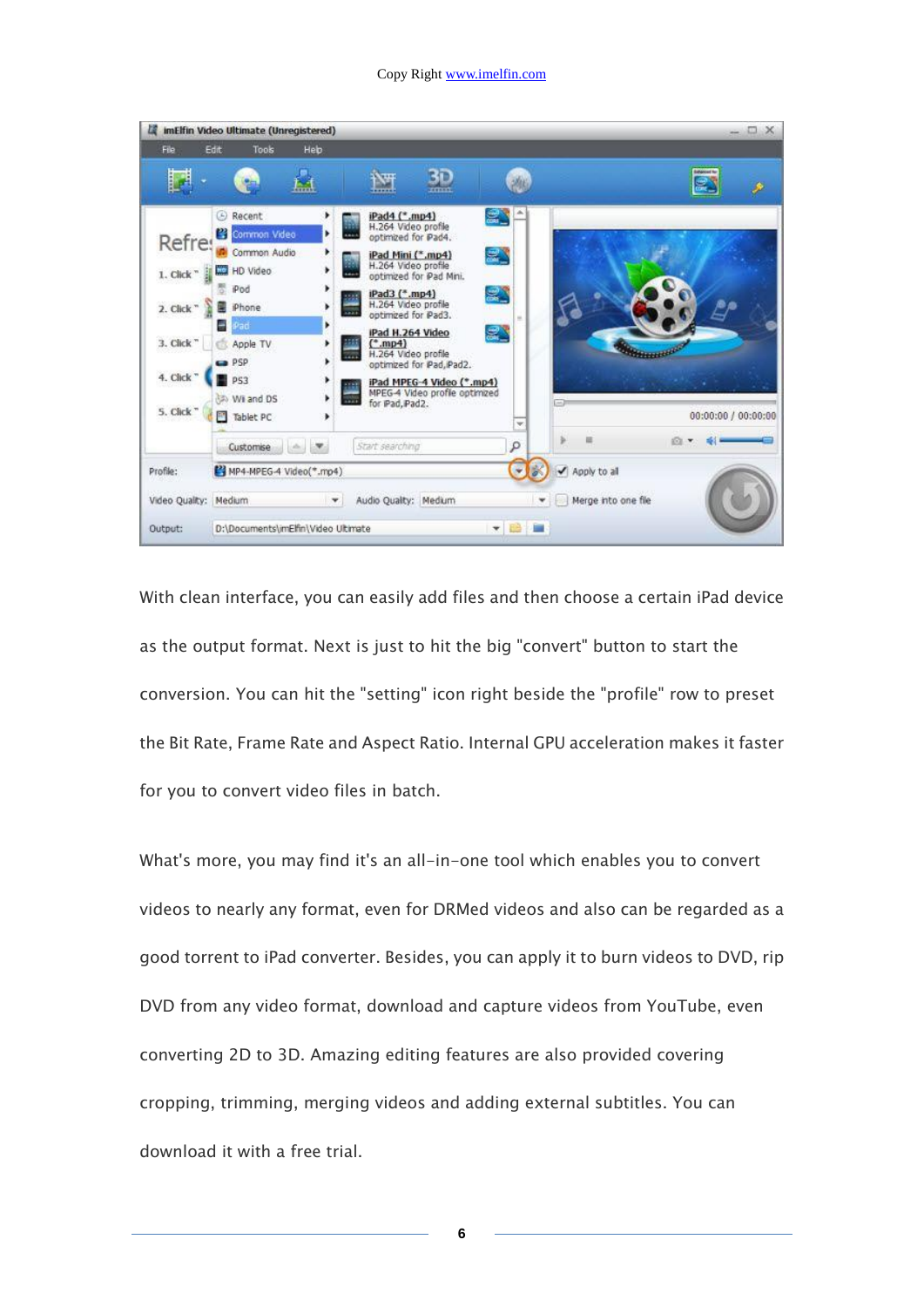With clean interface, you can easily add files and then choose a certain iPad device as the output format. Next is just to hit the big "convert" button to start the conversion. You can hit the "setting" icon right beside the "profile" row to preset the Bit Rate, Frame Rate and Aspect Ratio. Internal GPU acceleration makes it faster for you to convert video files in batch.

What's more, you may find it's an all-in-one tool which enables you to convert videos to nearly any format, even for DRMed videos and also can be regarded as a good torrent to iPad converter. Besides, you can apply it to burn videos to DVD, rip DVD from any video format, download and capture videos from YouTube, even converting 2D to 3D. Amazing editing features are also provided covering cropping, trimming, merging videos and adding external subtitles. You can download it with a free trial.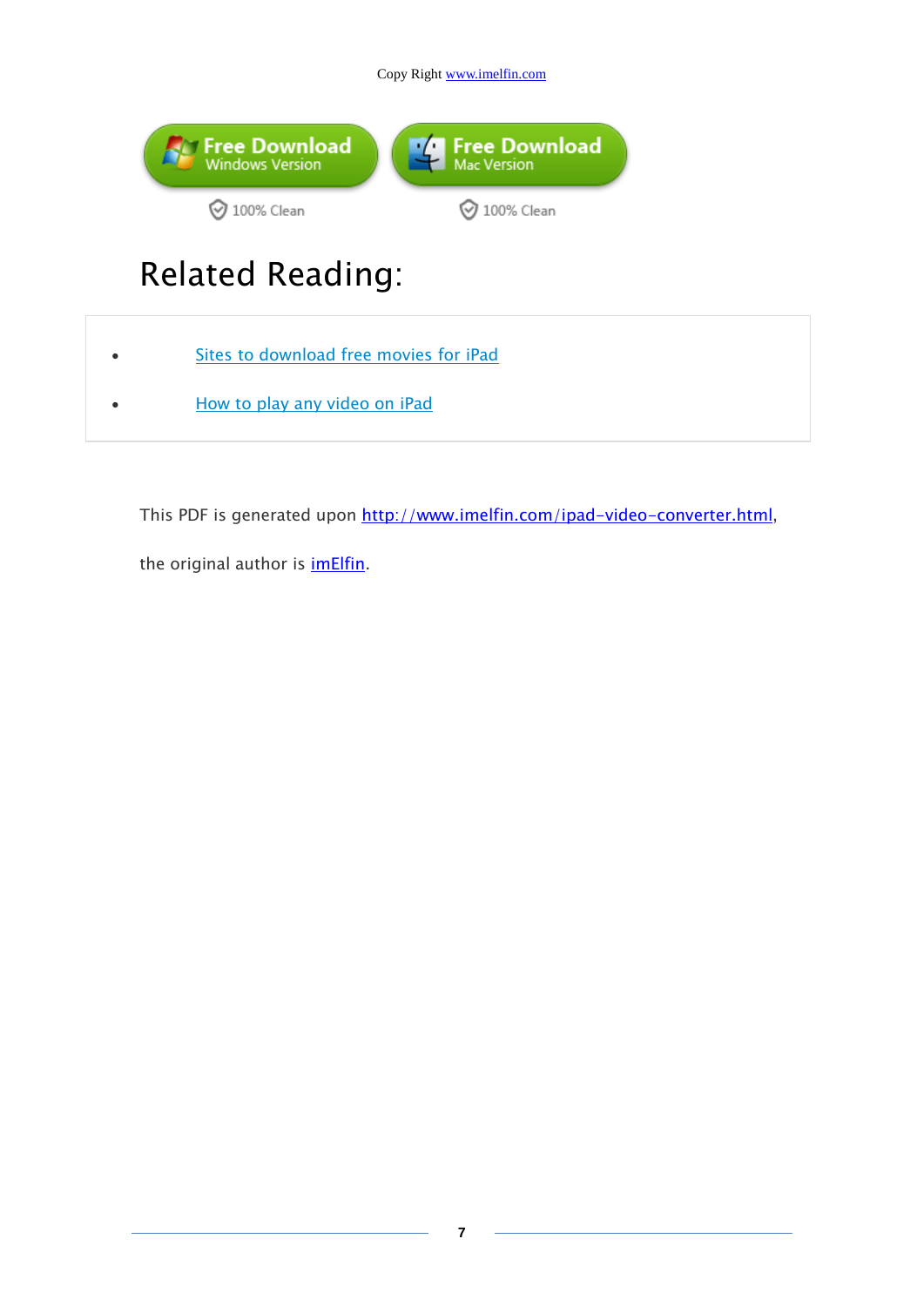Copy Right www.imelfin.com

Free Download Windows Version

100% Clean

Free Download Mac Version

100% Clean

# Related Reading:

- Sites to download free movies for iPad
- How to play any video on iPad

This PDF is generated upon http://www.imelfin.com/ipad-video-converter.html,

the original author is imElfin.